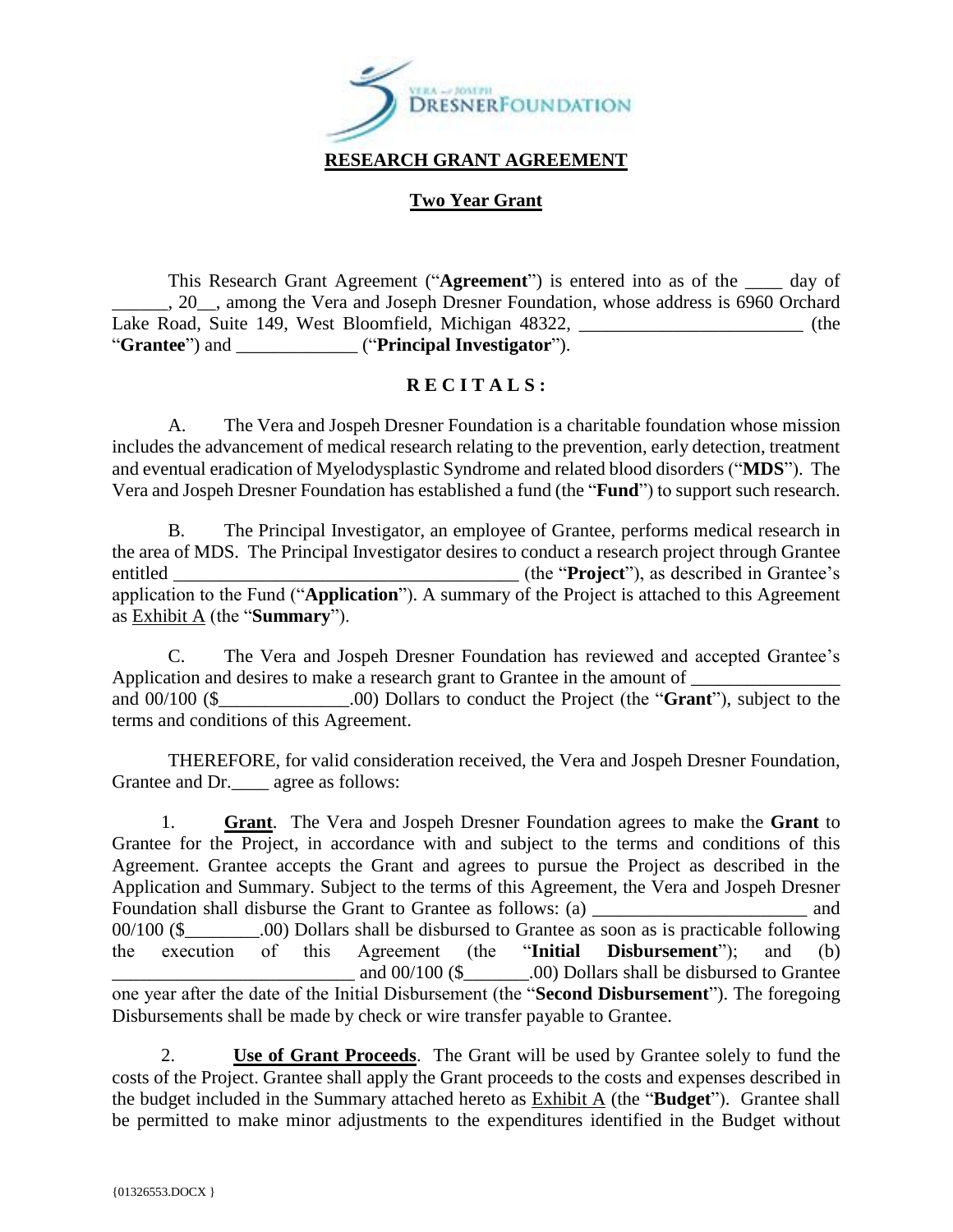# RESEARCH GRANT AGREEMENT

## Two Year Grant

This Research Grant Agreement ("**Agreement**") is entered into as of the ____ day of ______, 20__, among the Vera and Joseph Dresner Foundation, whose address is 6960 Orchard Lake Road, Suite 149, West Bloomfield, Michigan 48322, ________________________ (the "**Grantee**") and _____________ ("**Principal Investigator**").

**R E C I T A L S :**

A. The Vera and Jospeh Dresner Foundation is a charitable foundation whose mission includes the advancement of medical research relating to the prevention, early detection, treatment and eventual eradication of Myelodysplastic Syndrome and related blood disorders ("**MDS**"). The Vera and Jospeh Dresner Foundation has established a fund (the "**Fund**") to support such research.

B. The Principal Investigator, an employee of Grantee, performs medical research in the area of MDS. The Principal Investigator desires to conduct a research project through Grantee entitled ____________________________________ (the "**Project**"), as described in Grantee's application to the Fund ("**Application**"). A summary of the Project is attached to this Agreement as Exhibit A (the "**Summary**").

C. The Vera and Jospeh Dresner Foundation has reviewed and accepted Grantee's Application and desires to make a research grant to Grantee in the amount of _______________ and 00/100 ($______________.00) Dollars to conduct the Project (the "**Grant**"), subject to the terms and conditions of this Agreement.

THEREFORE, for valid consideration received, the Vera and Jospeh Dresner Foundation, Grantee and Dr.____ agree as follows:

1. **Grant**. The Vera and Jospeh Dresner Foundation agrees to make the **Grant** to Grantee for the Project, in accordance with and subject to the terms and conditions of this Agreement. Grantee accepts the Grant and agrees to pursue the Project as described in the Application and Summary. Subject to the terms of this Agreement, the Vera and Jospeh Dresner Foundation shall disburse the Grant to Grantee as follows: (a) _______________________ and 00/100 ($________.00) Dollars shall be disbursed to Grantee as soon as is practicable following the execution of this Agreement (the "**Initial Disbursement**"); and (b) __________________________ and 00/100 ($_______.00) Dollars shall be disbursed to Grantee one year after the date of the Initial Disbursement (the "**Second Disbursement**"). The foregoing Disbursements shall be made by check or wire transfer payable to Grantee.

2. **Use of Grant Proceeds**. The Grant will be used by Grantee solely to fund the costs of the Project. Grantee shall apply the Grant proceeds to the costs and expenses described in the budget included in the Summary attached hereto as Exhibit A (the "**Budget**"). Grantee shall be permitted to make minor adjustments to the expenditures identified in the Budget without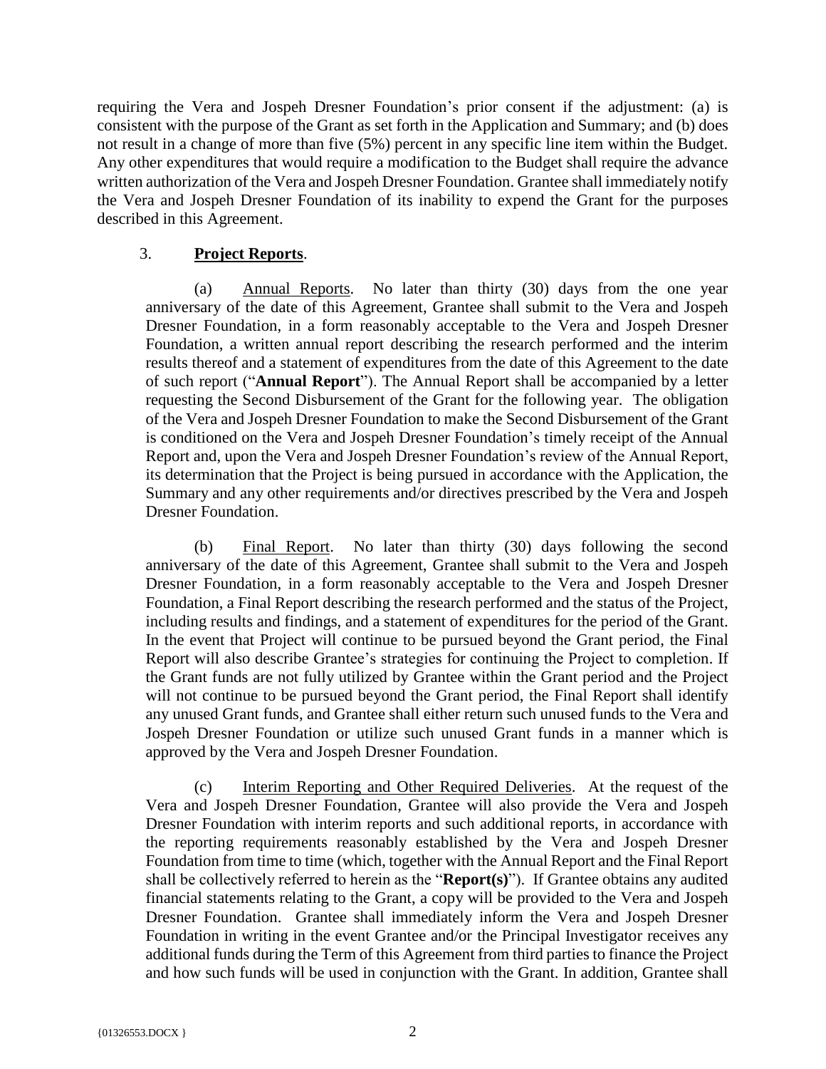requiring the Vera and Jospeh Dresner Foundation's prior consent if the adjustment: (a) is consistent with the purpose of the Grant as set forth in the Application and Summary; and (b) does not result in a change of more than five (5%) percent in any specific line item within the Budget. Any other expenditures that would require a modification to the Budget shall require the advance written authorization of the Vera and Jospeh Dresner Foundation. Grantee shall immediately notify the Vera and Jospeh Dresner Foundation of its inability to expend the Grant for the purposes described in this Agreement.

3. **Project Reports**.

(a) Annual Reports. No later than thirty (30) days from the one year anniversary of the date of this Agreement, Grantee shall submit to the Vera and Jospeh Dresner Foundation, in a form reasonably acceptable to the Vera and Jospeh Dresner Foundation, a written annual report describing the research performed and the interim results thereof and a statement of expenditures from the date of this Agreement to the date of such report ("**Annual Report**"). The Annual Report shall be accompanied by a letter requesting the Second Disbursement of the Grant for the following year. The obligation of the Vera and Jospeh Dresner Foundation to make the Second Disbursement of the Grant is conditioned on the Vera and Jospeh Dresner Foundation's timely receipt of the Annual Report and, upon the Vera and Jospeh Dresner Foundation's review of the Annual Report, its determination that the Project is being pursued in accordance with the Application, the Summary and any other requirements and/or directives prescribed by the Vera and Jospeh Dresner Foundation.

(b) Final Report. No later than thirty (30) days following the second anniversary of the date of this Agreement, Grantee shall submit to the Vera and Jospeh Dresner Foundation, in a form reasonably acceptable to the Vera and Jospeh Dresner Foundation, a Final Report describing the research performed and the status of the Project, including results and findings, and a statement of expenditures for the period of the Grant. In the event that Project will continue to be pursued beyond the Grant period, the Final Report will also describe Grantee's strategies for continuing the Project to completion. If the Grant funds are not fully utilized by Grantee within the Grant period and the Project will not continue to be pursued beyond the Grant period, the Final Report shall identify any unused Grant funds, and Grantee shall either return such unused funds to the Vera and Jospeh Dresner Foundation or utilize such unused Grant funds in a manner which is approved by the Vera and Jospeh Dresner Foundation.

(c) Interim Reporting and Other Required Deliveries. At the request of the Vera and Jospeh Dresner Foundation, Grantee will also provide the Vera and Jospeh Dresner Foundation with interim reports and such additional reports, in accordance with the reporting requirements reasonably established by the Vera and Jospeh Dresner Foundation from time to time (which, together with the Annual Report and the Final Report shall be collectively referred to herein as the "**Report(s)**"). If Grantee obtains any audited financial statements relating to the Grant, a copy will be provided to the Vera and Jospeh Dresner Foundation. Grantee shall immediately inform the Vera and Jospeh Dresner Foundation in writing in the event Grantee and/or the Principal Investigator receives any additional funds during the Term of this Agreement from third parties to finance the Project and how such funds will be used in conjunction with the Grant. In addition, Grantee shall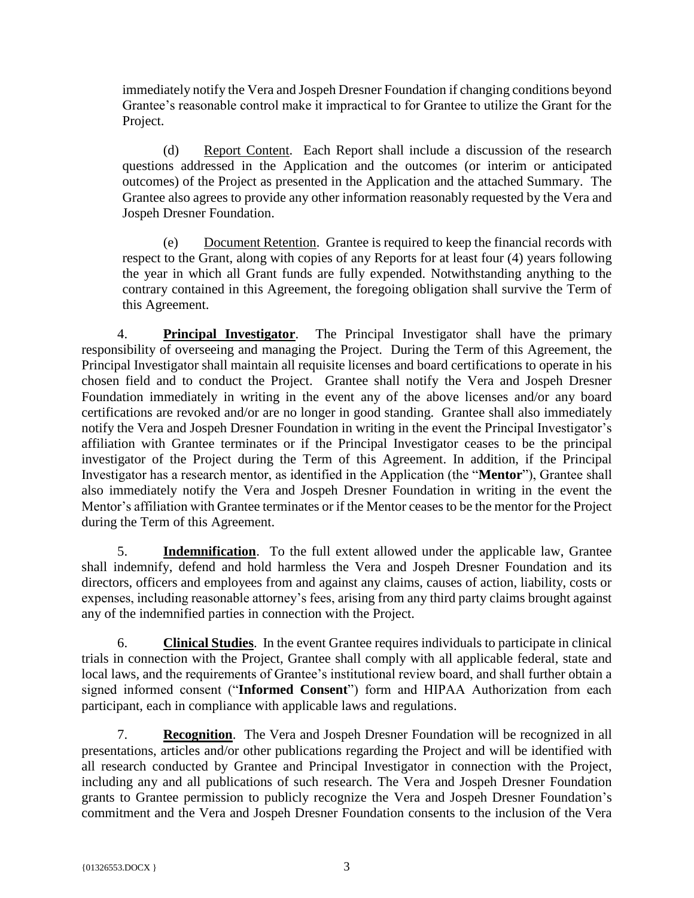immediately notify the Vera and Jospeh Dresner Foundation if changing conditions beyond Grantee's reasonable control make it impractical to for Grantee to utilize the Grant for the Project.

(d) Report Content. Each Report shall include a discussion of the research questions addressed in the Application and the outcomes (or interim or anticipated outcomes) of the Project as presented in the Application and the attached Summary. The Grantee also agrees to provide any other information reasonably requested by the Vera and Jospeh Dresner Foundation.

(e) Document Retention. Grantee is required to keep the financial records with respect to the Grant, along with copies of any Reports for at least four (4) years following the year in which all Grant funds are fully expended. Notwithstanding anything to the contrary contained in this Agreement, the foregoing obligation shall survive the Term of this Agreement.

4. **Principal Investigator**. The Principal Investigator shall have the primary responsibility of overseeing and managing the Project. During the Term of this Agreement, the Principal Investigator shall maintain all requisite licenses and board certifications to operate in his chosen field and to conduct the Project. Grantee shall notify the Vera and Jospeh Dresner Foundation immediately in writing in the event any of the above licenses and/or any board certifications are revoked and/or are no longer in good standing. Grantee shall also immediately notify the Vera and Jospeh Dresner Foundation in writing in the event the Principal Investigator's affiliation with Grantee terminates or if the Principal Investigator ceases to be the principal investigator of the Project during the Term of this Agreement. In addition, if the Principal Investigator has a research mentor, as identified in the Application (the "**Mentor**"), Grantee shall also immediately notify the Vera and Jospeh Dresner Foundation in writing in the event the Mentor's affiliation with Grantee terminates or if the Mentor ceases to be the mentor for the Project during the Term of this Agreement.

5. **Indemnification**. To the full extent allowed under the applicable law, Grantee shall indemnify, defend and hold harmless the Vera and Jospeh Dresner Foundation and its directors, officers and employees from and against any claims, causes of action, liability, costs or expenses, including reasonable attorney's fees, arising from any third party claims brought against any of the indemnified parties in connection with the Project.

6. **Clinical Studies**. In the event Grantee requires individuals to participate in clinical trials in connection with the Project, Grantee shall comply with all applicable federal, state and local laws, and the requirements of Grantee's institutional review board, and shall further obtain a signed informed consent ("**Informed Consent**") form and HIPAA Authorization from each participant, each in compliance with applicable laws and regulations.

7. **Recognition**. The Vera and Jospeh Dresner Foundation will be recognized in all presentations, articles and/or other publications regarding the Project and will be identified with all research conducted by Grantee and Principal Investigator in connection with the Project, including any and all publications of such research. The Vera and Jospeh Dresner Foundation grants to Grantee permission to publicly recognize the Vera and Jospeh Dresner Foundation's commitment and the Vera and Jospeh Dresner Foundation consents to the inclusion of the Vera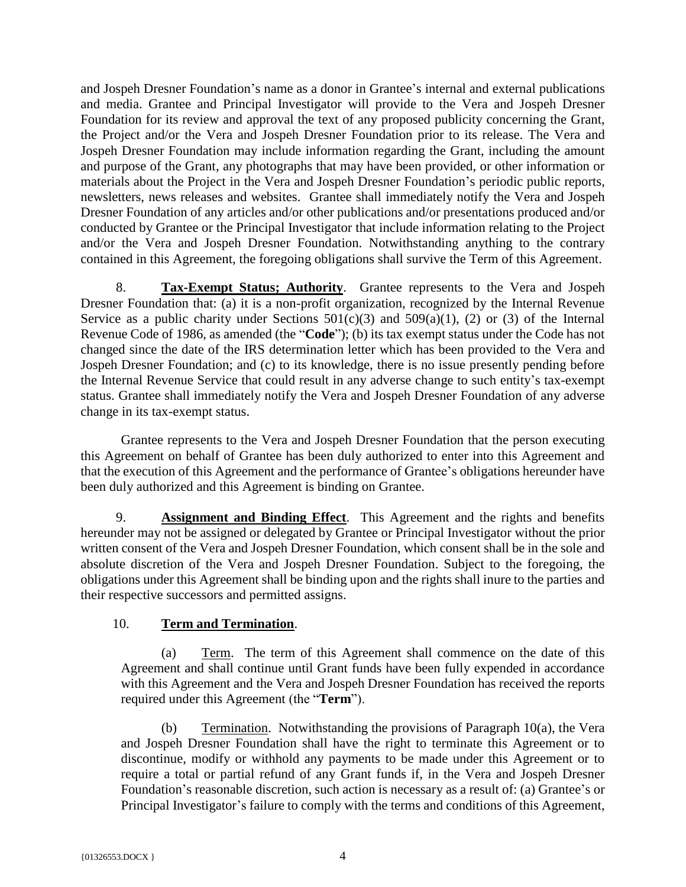and Jospeh Dresner Foundation's name as a donor in Grantee's internal and external publications and media. Grantee and Principal Investigator will provide to the Vera and Jospeh Dresner Foundation for its review and approval the text of any proposed publicity concerning the Grant, the Project and/or the Vera and Jospeh Dresner Foundation prior to its release. The Vera and Jospeh Dresner Foundation may include information regarding the Grant, including the amount and purpose of the Grant, any photographs that may have been provided, or other information or materials about the Project in the Vera and Jospeh Dresner Foundation's periodic public reports, newsletters, news releases and websites. Grantee shall immediately notify the Vera and Jospeh Dresner Foundation of any articles and/or other publications and/or presentations produced and/or conducted by Grantee or the Principal Investigator that include information relating to the Project and/or the Vera and Jospeh Dresner Foundation. Notwithstanding anything to the contrary contained in this Agreement, the foregoing obligations shall survive the Term of this Agreement.

8. **Tax-Exempt Status; Authority**. Grantee represents to the Vera and Jospeh Dresner Foundation that: (a) it is a non-profit organization, recognized by the Internal Revenue Service as a public charity under Sections 501(c)(3) and 509(a)(1), (2) or (3) of the Internal Revenue Code of 1986, as amended (the "**Code**"); (b) its tax exempt status under the Code has not changed since the date of the IRS determination letter which has been provided to the Vera and Jospeh Dresner Foundation; and (c) to its knowledge, there is no issue presently pending before the Internal Revenue Service that could result in any adverse change to such entity's tax-exempt status. Grantee shall immediately notify the Vera and Jospeh Dresner Foundation of any adverse change in its tax-exempt status.

Grantee represents to the Vera and Jospeh Dresner Foundation that the person executing this Agreement on behalf of Grantee has been duly authorized to enter into this Agreement and that the execution of this Agreement and the performance of Grantee's obligations hereunder have been duly authorized and this Agreement is binding on Grantee.

9. **Assignment and Binding Effect**. This Agreement and the rights and benefits hereunder may not be assigned or delegated by Grantee or Principal Investigator without the prior written consent of the Vera and Jospeh Dresner Foundation, which consent shall be in the sole and absolute discretion of the Vera and Jospeh Dresner Foundation. Subject to the foregoing, the obligations under this Agreement shall be binding upon and the rights shall inure to the parties and their respective successors and permitted assigns.

10. **Term and Termination**.

(a) Term. The term of this Agreement shall commence on the date of this Agreement and shall continue until Grant funds have been fully expended in accordance with this Agreement and the Vera and Jospeh Dresner Foundation has received the reports required under this Agreement (the "**Term**").

(b) Termination. Notwithstanding the provisions of Paragraph 10(a), the Vera and Jospeh Dresner Foundation shall have the right to terminate this Agreement or to discontinue, modify or withhold any payments to be made under this Agreement or to require a total or partial refund of any Grant funds if, in the Vera and Jospeh Dresner Foundation's reasonable discretion, such action is necessary as a result of: (a) Grantee's or Principal Investigator's failure to comply with the terms and conditions of this Agreement,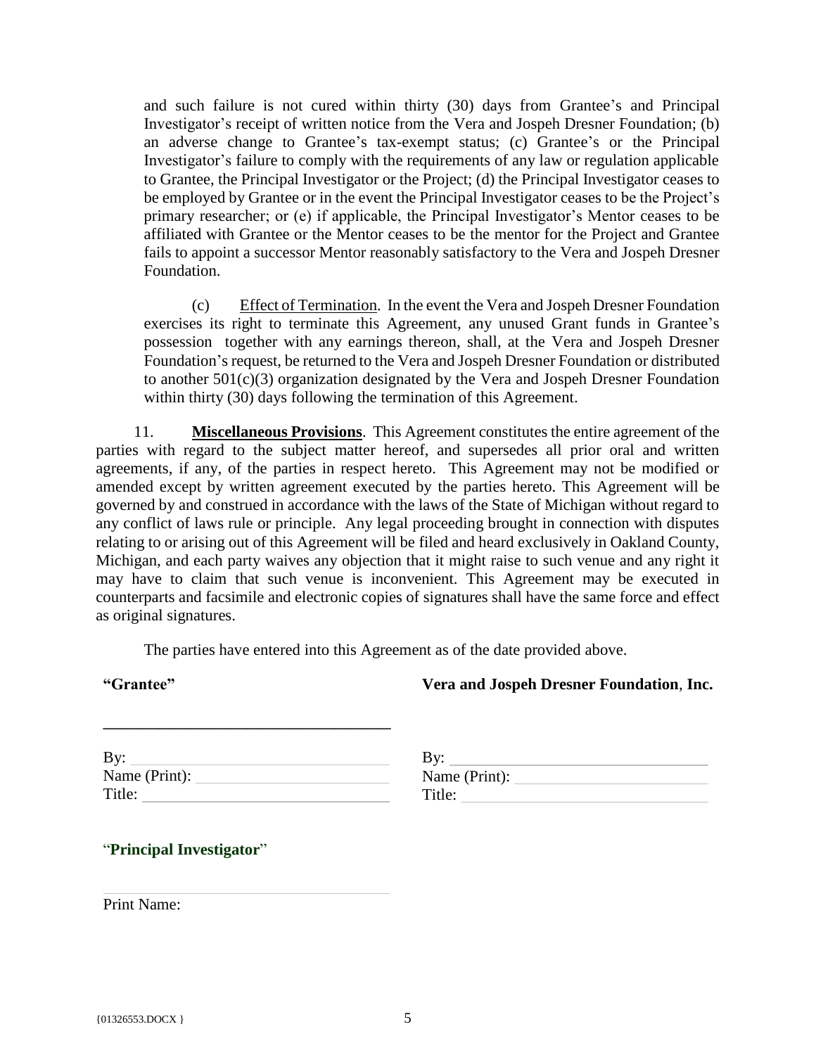and such failure is not cured within thirty (30) days from Grantee's and Principal Investigator's receipt of written notice from the Vera and Jospeh Dresner Foundation; (b) an adverse change to Grantee's tax-exempt status; (c) Grantee's or the Principal Investigator's failure to comply with the requirements of any law or regulation applicable to Grantee, the Principal Investigator or the Project; (d) the Principal Investigator ceases to be employed by Grantee or in the event the Principal Investigator ceases to be the Project's primary researcher; or (e) if applicable, the Principal Investigator's Mentor ceases to be affiliated with Grantee or the Mentor ceases to be the mentor for the Project and Grantee fails to appoint a successor Mentor reasonably satisfactory to the Vera and Jospeh Dresner Foundation.

(c) Effect of Termination. In the event the Vera and Jospeh Dresner Foundation exercises its right to terminate this Agreement, any unused Grant funds in Grantee's possession together with any earnings thereon, shall, at the Vera and Jospeh Dresner Foundation's request, be returned to the Vera and Jospeh Dresner Foundation or distributed to another 501(c)(3) organization designated by the Vera and Jospeh Dresner Foundation within thirty (30) days following the termination of this Agreement.

11. **Miscellaneous Provisions**. This Agreement constitutes the entire agreement of the parties with regard to the subject matter hereof, and supersedes all prior oral and written agreements, if any, of the parties in respect hereto. This Agreement may not be modified or amended except by written agreement executed by the parties hereto. This Agreement will be governed by and construed in accordance with the laws of the State of Michigan without regard to any conflict of laws rule or principle. Any legal proceeding brought in connection with disputes relating to or arising out of this Agreement will be filed and heard exclusively in Oakland County, Michigan, and each party waives any objection that it might raise to such venue and any right it may have to claim that such venue is inconvenient. This Agreement may be executed in counterparts and facsimile and electronic copies of signatures shall have the same force and effect as original signatures.

The parties have entered into this Agreement as of the date provided above.

**"Grantee"**

\_\_\_\_\_\_\_\_\_\_\_\_\_\_\_\_\_\_\_\_\_\_\_\_\_\_\_\_\_\_\_\_\_\_

By: \_\_\_\_\_\_\_\_\_\_\_\_\_\_\_\_\_\_\_\_\_\_\_\_\_\_\_\_\_\_
Name (Print): \_\_\_\_\_\_\_\_\_\_\_\_\_\_\_\_\_\_\_\_\_\_\_
Title: \_\_\_\_\_\_\_\_\_\_\_\_\_\_\_\_\_\_\_\_\_\_\_\_\_\_\_\_\_

**Vera and Jospeh Dresner Foundation, Inc.**

By: \_\_\_\_\_\_\_\_\_\_\_\_\_\_\_\_\_\_\_\_\_\_\_\_\_\_\_\_\_\_
Name (Print): \_\_\_\_\_\_\_\_\_\_\_\_\_\_\_\_\_\_\_\_\_\_\_
Title: \_\_\_\_\_\_\_\_\_\_\_\_\_\_\_\_\_\_\_\_\_\_\_\_\_\_\_\_\_

"**Principal Investigator**"

\_\_\_\_\_\_\_\_\_\_\_\_\_\_\_\_\_\_\_\_\_\_\_\_\_\_\_\_\_\_\_\_\_\_
Print Name: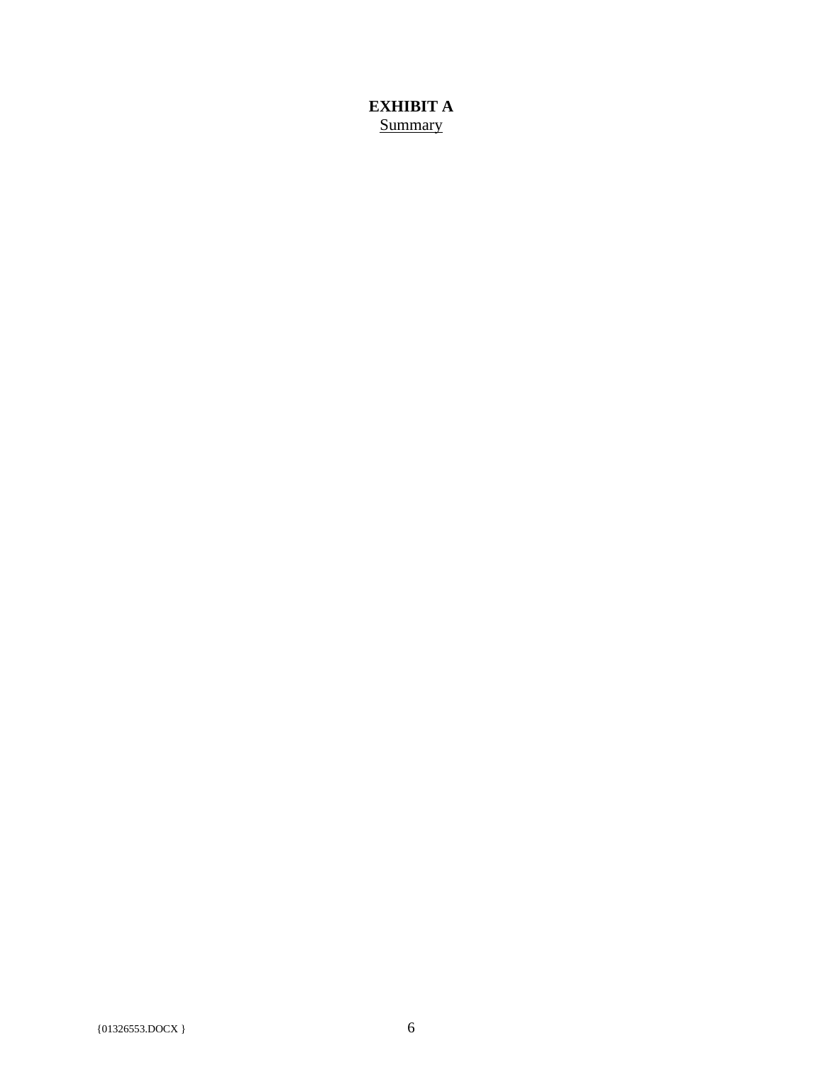**EXHIBIT A**

Summary